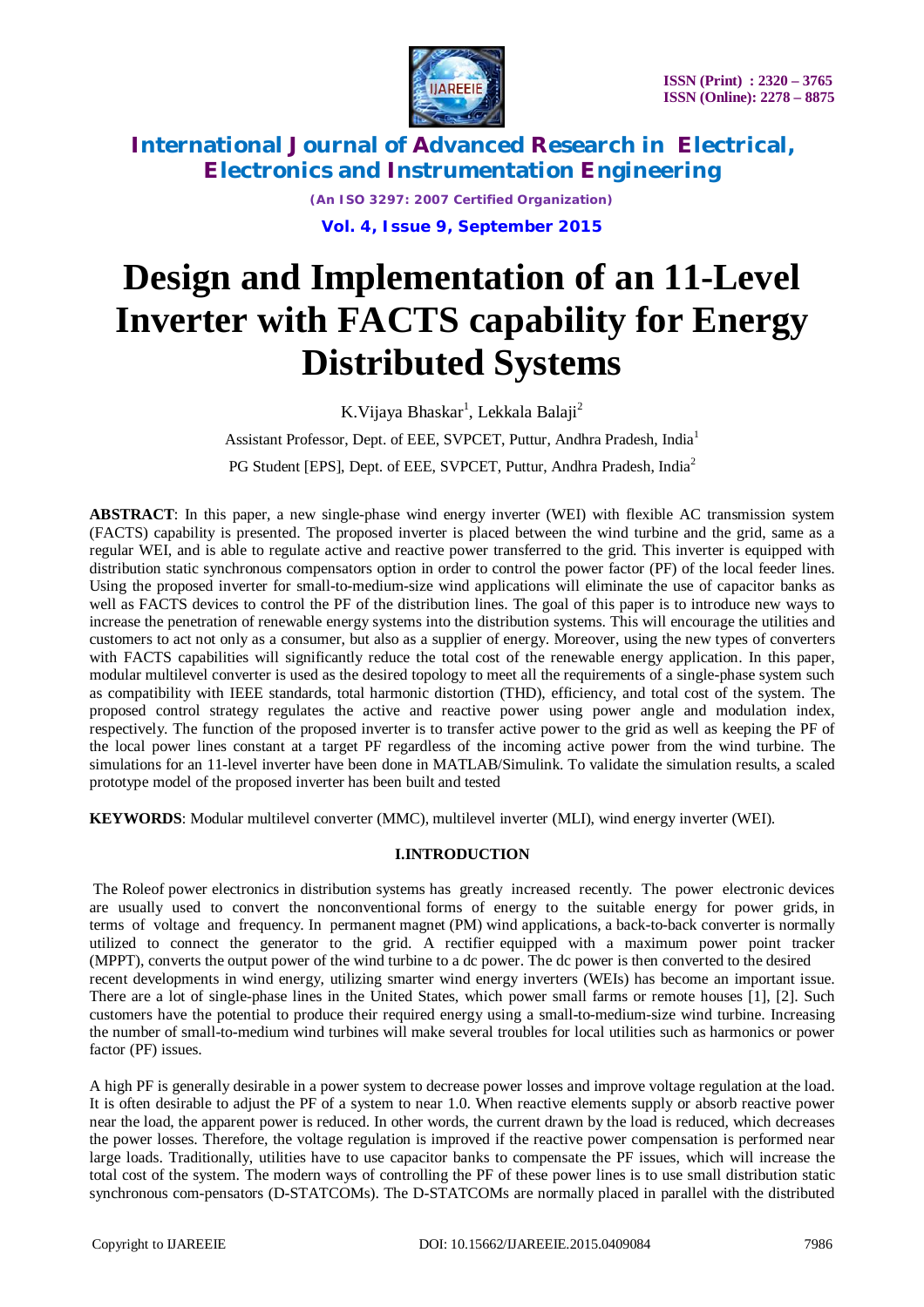# Design and Implementation of an 11-Level Inverter with FACTS capability for Energy Distributed Systems

K.Vijaya Bhaskar[1], Lekkala Balaji[2]

Assistant Professor, Dept. of EEE, SVPCET, Puttur, Andhra Pradesh, India[1]

PG Student [EPS], Dept. of EEE, SVPCET, Puttur, Andhra Pradesh, India[2]

**ABSTRACT**: In this paper, a new single-phase wind energy inverter (WEI) with flexible AC transmission system (FACTS) capability is presented. The proposed inverter is placed between the wind turbine and the grid, same as a regular WEI, and is able to regulate active and reactive power transferred to the grid. This inverter is equipped with distribution static synchronous compensators option in order to control the power factor (PF) of the local feeder lines. Using the proposed inverter for small-to-medium-size wind applications will eliminate the use of capacitor banks as well as FACTS devices to control the PF of the distribution lines. The goal of this paper is to introduce new ways to increase the penetration of renewable energy systems into the distribution systems. This will encourage the utilities and customers to act not only as a consumer, but also as a supplier of energy. Moreover, using the new types of converters with FACTS capabilities will significantly reduce the total cost of the renewable energy application. In this paper, modular multilevel converter is used as the desired topology to meet all the requirements of a single-phase system such as compatibility with IEEE standards, total harmonic distortion (THD), efficiency, and total cost of the system. The proposed control strategy regulates the active and reactive power using power angle and modulation index, respectively. The function of the proposed inverter is to transfer active power to the grid as well as keeping the PF of the local power lines constant at a target PF regardless of the incoming active power from the wind turbine. The simulations for an 11-level inverter have been done in MATLAB/Simulink. To validate the simulation results, a scaled prototype model of the proposed inverter has been built and tested

**KEYWORDS**: Modular multilevel converter (MMC), multilevel inverter (MLI), wind energy inverter (WEI).

## I.INTRODUCTION

The Roleof power electronics in distribution systems has greatly increased recently. The power electronic devices are usually used to convert the nonconventional forms of energy to the suitable energy for power grids, in terms of voltage and frequency. In permanent magnet (PM) wind applications, a back-to-back converter is normally utilized to connect the generator to the grid. A rectifier equipped with a maximum power point tracker (MPPT), converts the output power of the wind turbine to a dc power. The dc power is then converted to the desired recent developments in wind energy, utilizing smarter wind energy inverters (WEIs) has become an important issue. There are a lot of single-phase lines in the United States, which power small farms or remote houses [1], [2]. Such customers have the potential to produce their required energy using a small-to-medium-size wind turbine. Increasing the number of small-to-medium wind turbines will make several troubles for local utilities such as harmonics or power factor (PF) issues.

A high PF is generally desirable in a power system to decrease power losses and improve voltage regulation at the load. It is often desirable to adjust the PF of a system to near 1.0. When reactive elements supply or absorb reactive power near the load, the apparent power is reduced. In other words, the current drawn by the load is reduced, which decreases the power losses. Therefore, the voltage regulation is improved if the reactive power compensation is performed near large loads. Traditionally, utilities have to use capacitor banks to compensate the PF issues, which will increase the total cost of the system. The modern ways of controlling the PF of these power lines is to use small distribution static synchronous com-pensators (D-STATCOMs). The D-STATCOMs are normally placed in parallel with the distributed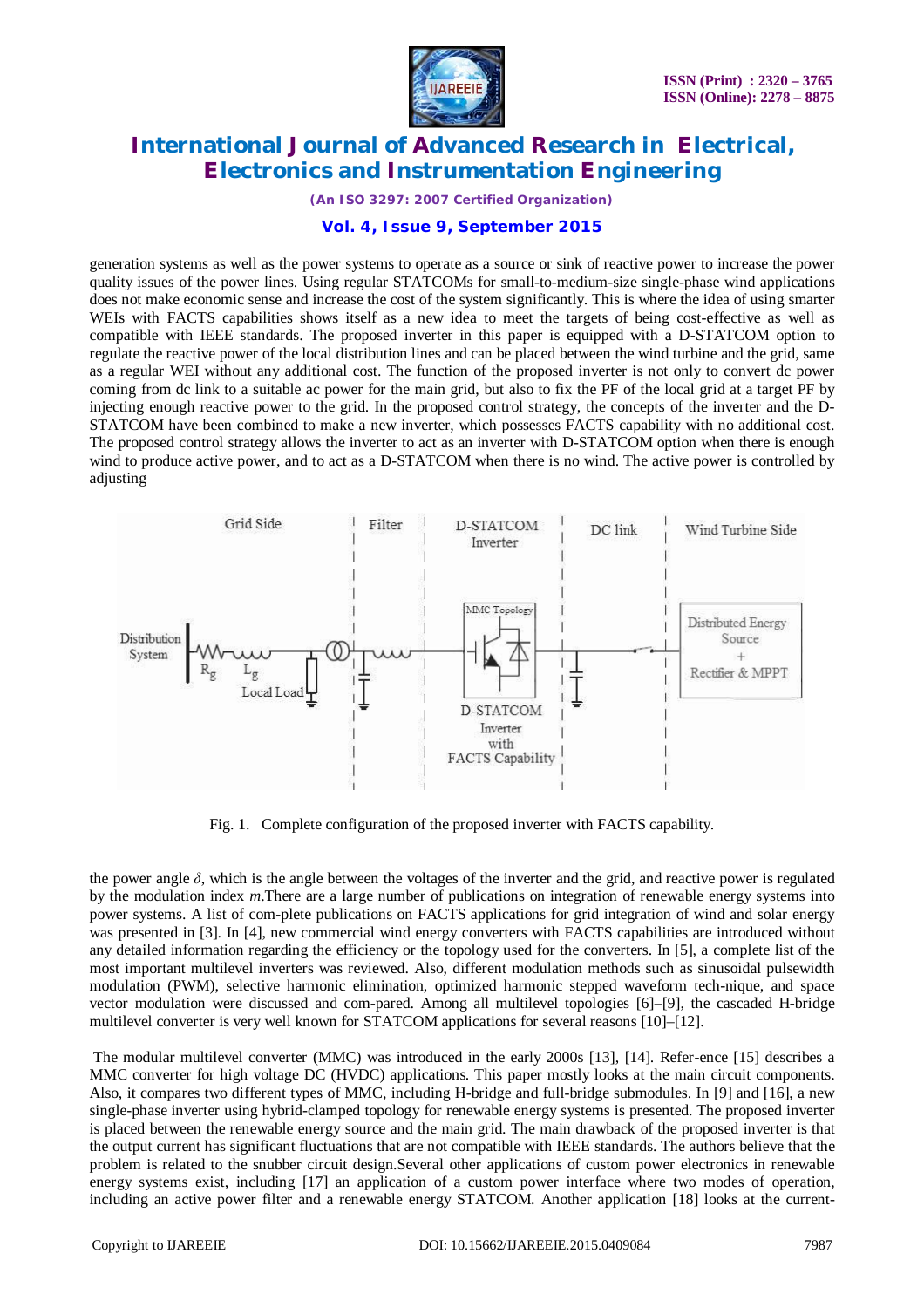generation systems as well as the power systems to operate as a source or sink of reactive power to increase the power quality issues of the power lines. Using regular STATCOMs for small-to-medium-size single-phase wind applications does not make economic sense and increase the cost of the system significantly. This is where the idea of using smarter WEIs with FACTS capabilities shows itself as a new idea to meet the targets of being cost-effective as well as compatible with IEEE standards. The proposed inverter in this paper is equipped with a D-STATCOM option to regulate the reactive power of the local distribution lines and can be placed between the wind turbine and the grid, same as a regular WEI without any additional cost. The function of the proposed inverter is not only to convert dc power coming from dc link to a suitable ac power for the main grid, but also to fix the PF of the local grid at a target PF by injecting enough reactive power to the grid. In the proposed control strategy, the concepts of the inverter and the D-STATCOM have been combined to make a new inverter, which possesses FACTS capability with no additional cost. The proposed control strategy allows the inverter to act as an inverter with D-STATCOM option when there is enough wind to produce active power, and to act as a D-STATCOM when there is no wind. The active power is controlled by adjusting

Grid Side
Filter
D-STATCOM Inverter
DC link
Wind Turbine Side
Distribution System
$R_g$
$L_g$
Local Load
MMC Topology
D-STATCOM Inverter with FACTS Capability
Distributed Energy Source + Rectifier & MPPT

Fig. 1. Complete configuration of the proposed inverter with FACTS capability.

the power angle $\delta$, which is the angle between the voltages of the inverter and the grid, and reactive power is regulated by the modulation index *m*.There are a large number of publications on integration of renewable energy systems into power systems. A list of com-plete publications on FACTS applications for grid integration of wind and solar energy was presented in [3]. In [4], new commercial wind energy converters with FACTS capabilities are introduced without any detailed information regarding the efficiency or the topology used for the converters. In [5], a complete list of the most important multilevel inverters was reviewed. Also, different modulation methods such as sinusoidal pulsewidth modulation (PWM), selective harmonic elimination, optimized harmonic stepped waveform tech-nique, and space vector modulation were discussed and com-pared. Among all multilevel topologies [6]–[9], the cascaded H-bridge multilevel converter is very well known for STATCOM applications for several reasons [10]–[12].

The modular multilevel converter (MMC) was introduced in the early 2000s [13], [14]. Refer-ence [15] describes a MMC converter for high voltage DC (HVDC) applications. This paper mostly looks at the main circuit components. Also, it compares two different types of MMC, including H-bridge and full-bridge submodules. In [9] and [16], a new single-phase inverter using hybrid-clamped topology for renewable energy systems is presented. The proposed inverter is placed between the renewable energy source and the main grid. The main drawback of the proposed inverter is that the output current has significant fluctuations that are not compatible with IEEE standards. The authors believe that the problem is related to the snubber circuit design.Several other applications of custom power electronics in renewable energy systems exist, including [17] an application of a custom power interface where two modes of operation, including an active power filter and a renewable energy STATCOM. Another application [18] looks at the current-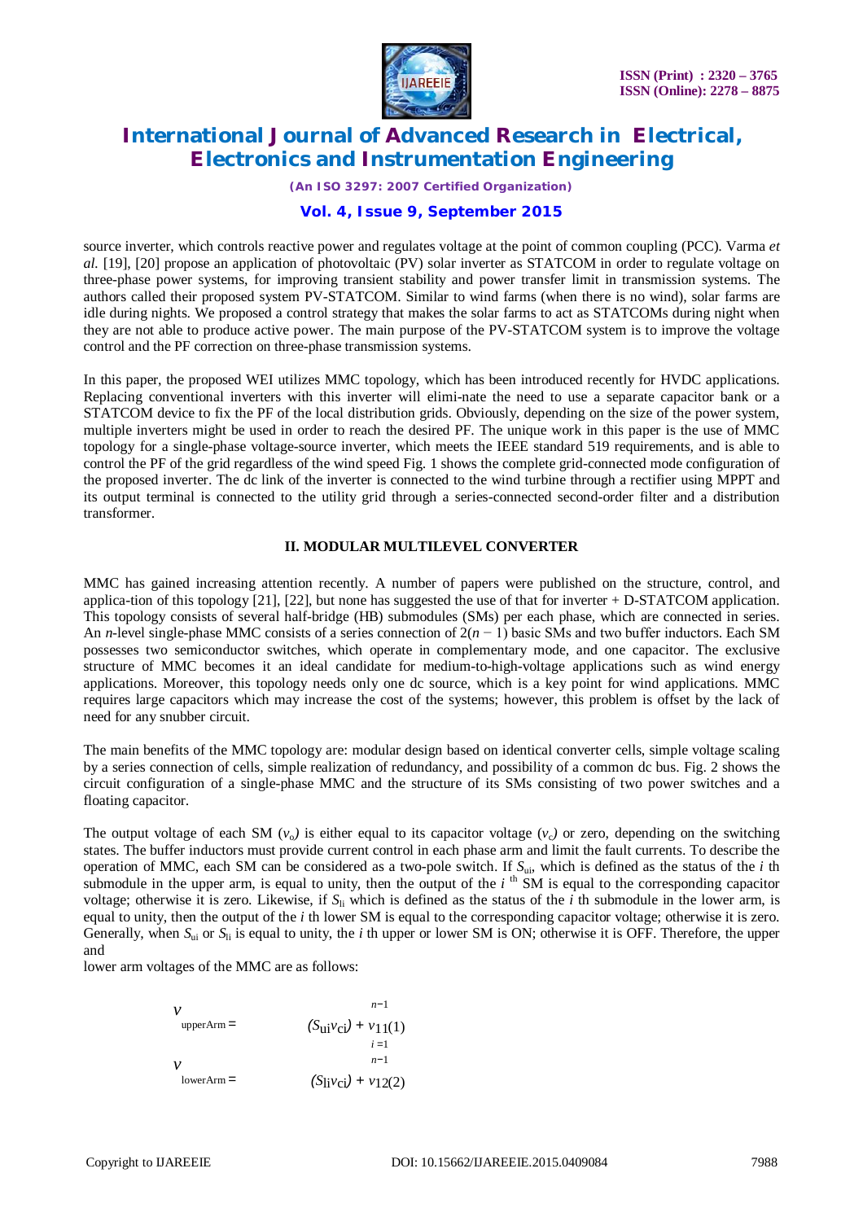source inverter, which controls reactive power and regulates voltage at the point of common coupling (PCC). Varma *et al.* [19], [20] propose an application of photovoltaic (PV) solar inverter as STATCOM in order to regulate voltage on three-phase power systems, for improving transient stability and power transfer limit in transmission systems. The authors called their proposed system PV-STATCOM. Similar to wind farms (when there is no wind), solar farms are idle during nights. We proposed a control strategy that makes the solar farms to act as STATCOMs during night when they are not able to produce active power. The main purpose of the PV-STATCOM system is to improve the voltage control and the PF correction on three-phase transmission systems.

In this paper, the proposed WEI utilizes MMC topology, which has been introduced recently for HVDC applications. Replacing conventional inverters with this inverter will elimi-nate the need to use a separate capacitor bank or a STATCOM device to fix the PF of the local distribution grids. Obviously, depending on the size of the power system, multiple inverters might be used in order to reach the desired PF. The unique work in this paper is the use of MMC topology for a single-phase voltage-source inverter, which meets the IEEE standard 519 requirements, and is able to control the PF of the grid regardless of the wind speed Fig. 1 shows the complete grid-connected mode configuration of the proposed inverter. The dc link of the inverter is connected to the wind turbine through a rectifier using MPPT and its output terminal is connected to the utility grid through a series-connected second-order filter and a distribution transformer.

## II. MODULAR MULTILEVEL CONVERTER

MMC has gained increasing attention recently. A number of papers were published on the structure, control, and applica-tion of this topology [21], [22], but none has suggested the use of that for inverter + D-STATCOM application. This topology consists of several half-bridge (HB) submodules (SMs) per each phase, which are connected in series. An $n$-level single-phase MMC consists of a series connection of $2(n-1)$ basic SMs and two buffer inductors. Each SM possesses two semiconductor switches, which operate in complementary mode, and one capacitor. The exclusive structure of MMC becomes it an ideal candidate for medium-to-high-voltage applications such as wind energy applications. Moreover, this topology needs only one dc source, which is a key point for wind applications. MMC requires large capacitors which may increase the cost of the systems; however, this problem is offset by the lack of need for any snubber circuit.

The main benefits of the MMC topology are: modular design based on identical converter cells, simple voltage scaling by a series connection of cells, simple realization of redundancy, and possibility of a common dc bus. Fig. 2 shows the circuit configuration of a single-phase MMC and the structure of its SMs consisting of two power switches and a floating capacitor.

The output voltage of each SM ($v_o$) is either equal to its capacitor voltage ($v_c$) or zero, depending on the switching states. The buffer inductors must provide current control in each phase arm and limit the fault currents. To describe the operation of MMC, each SM can be considered as a two-pole switch. If $S_{ui}$, which is defined as the status of the $i$ th submodule in the upper arm, is equal to unity, then the output of the $i$ th SM is equal to the corresponding capacitor voltage; otherwise it is zero. Likewise, if $S_{li}$ which is defined as the status of the $i$ th submodule in the lower arm, is equal to unity, then the output of the $i$ th lower SM is equal to the corresponding capacitor voltage; otherwise it is zero. Generally, when $S_{ui}$ or $S_{li}$ is equal to unity, the $i$ th upper or lower SM is ON; otherwise it is OFF. Therefore, the upper and lower arm voltages of the MMC are as follows:

$$v_{upperArm} = \sum_{i=1}^{n-1} (S_{ui} v_{ci}) + v_{11} \quad (1)$$

$$v_{lowerArm} = \sum_{i=1}^{n-1} (S_{li} v_{ci}) + v_{12} \quad (2)$$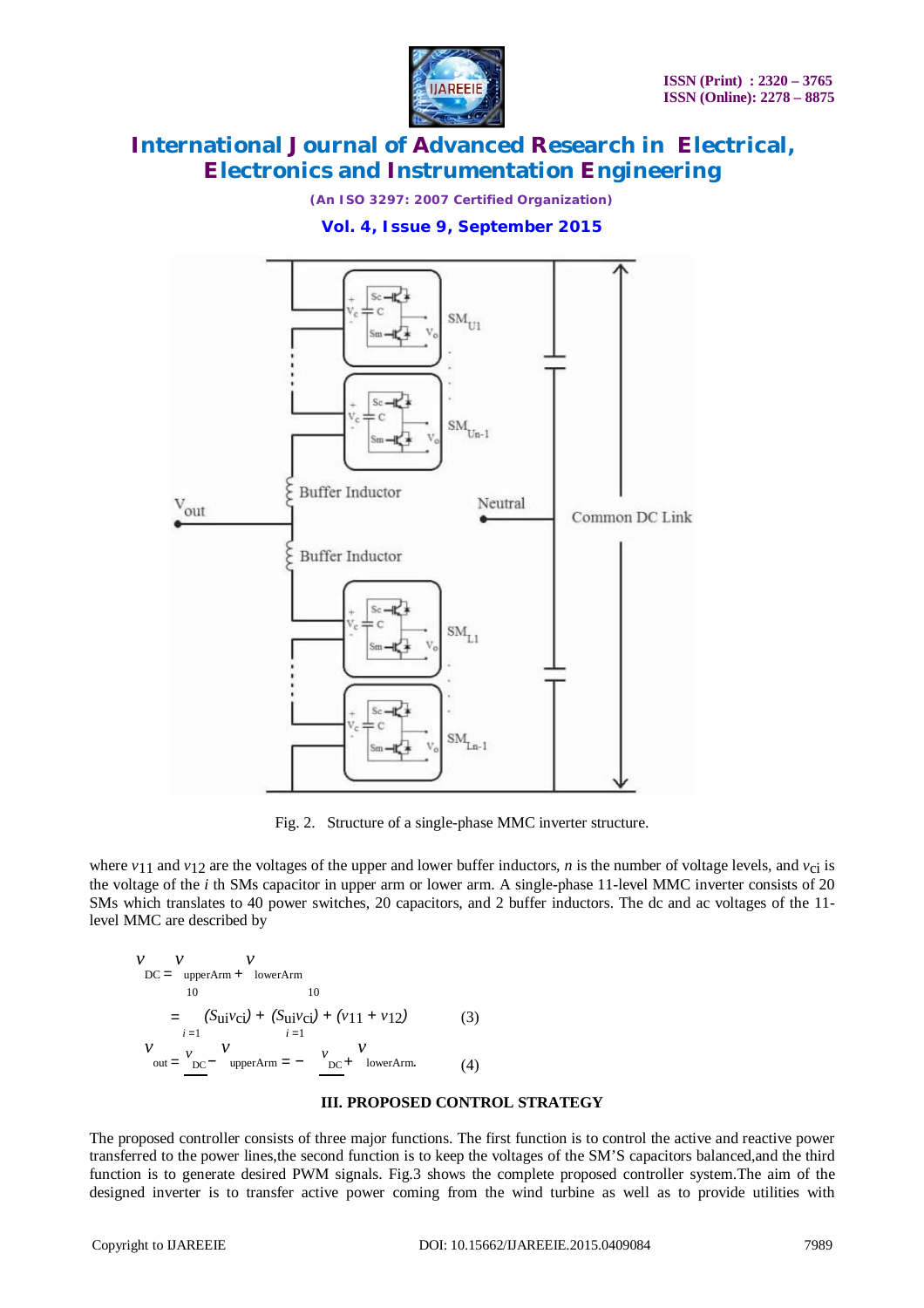Fig. 2. Structure of a single-phase MMC inverter structure.

where $v_{11}$ and $v_{12}$ are the voltages of the upper and lower buffer inductors, $n$ is the number of voltage levels, and $v_{ci}$ is the voltage of the $i$ th SMs capacitor in upper arm or lower arm. A single-phase 11-level MMC inverter consists of 20 SMs which translates to 40 power switches, 20 capacitors, and 2 buffer inductors. The dc and ac voltages of the 11-level MMC are described by

$$v_{DC} = v_{upperArm} + v_{lowerArm}$$
$$= \sum_{i=1}^{10}(S_{ui}v_{ci}) + \sum_{i=1}^{10}(S_{ui}v_{ci}) + (v_{11} + v_{12}) \quad (3)$$

$$v_{out} = \frac{v_{DC}}{2} - v_{upperArm} = -\frac{v_{DC}}{2} + v_{lowerArm}. \quad (4)$$

## III. PROPOSED CONTROL STRATEGY

The proposed controller consists of three major functions. The first function is to control the active and reactive power transferred to the power lines,the second function is to keep the voltages of the SM'S capacitors balanced,and the third function is to generate desired PWM signals. Fig.3 shows the complete proposed controller system.The aim of the designed inverter is to transfer active power coming from the wind turbine as well as to provide utilities with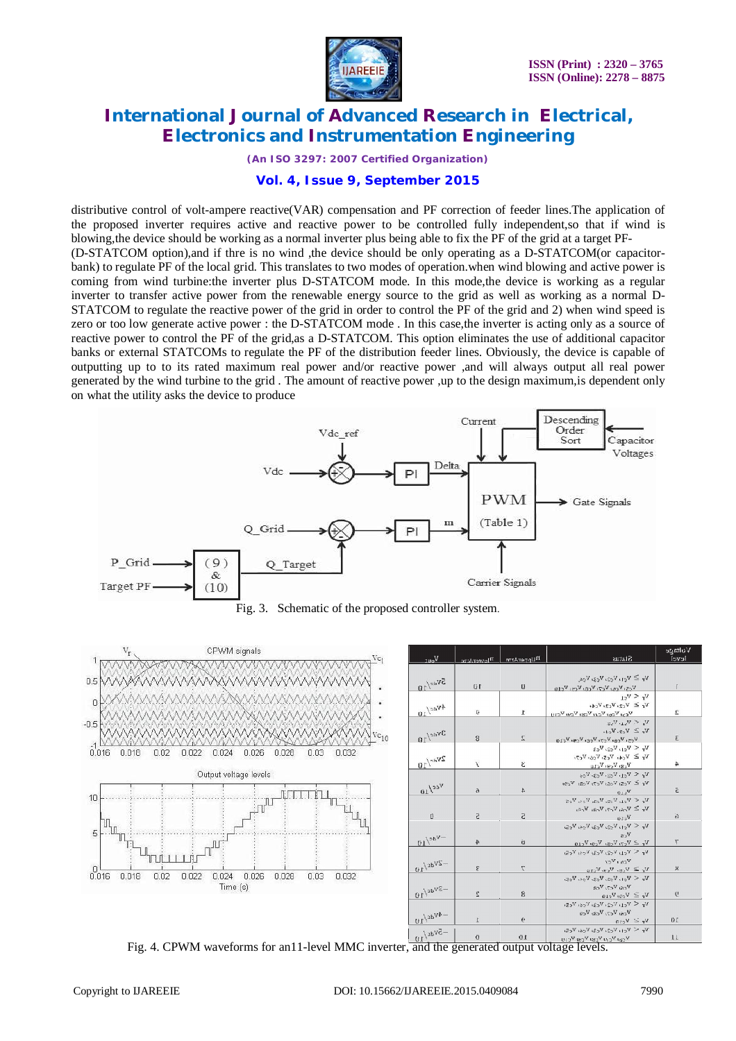distributive control of volt-ampere reactive(VAR) compensation and PF correction of feeder lines.The application of the proposed inverter requires active and reactive power to be controlled fully independent,so that if wind is blowing,the device should be working as a normal inverter plus being able to fix the PF of the grid at a target PF-(D-STATCOM option),and if thre is no wind ,the device should be only operating as a D-STATCOM(or capacitor-bank) to regulate PF of the local grid. This translates to two modes of operation.when wind blowing and active power is coming from wind turbine:the inverter plus D-STATCOM mode. In this mode,the device is working as a regular inverter to transfer active power from the renewable energy source to the grid as well as working as a normal D-STATCOM to regulate the reactive power of the grid in order to control the PF of the grid and 2) when wind speed is zero or too low generate active power : the D-STATCOM mode . In this case,the inverter is acting only as a source of reactive power to control the PF of the grid,as a D-STATCOM. This option eliminates the use of additional capacitor banks or external STATCOMs to regulate the PF of the distribution feeder lines. Obviously, the device is capable of outputting up to to its rated maximum real power and/or reactive power ,and will always output all real power generated by the wind turbine to the grid . The amount of reactive power ,up to the design maximum,is dependent only on what the utility asks the device to produce

Fig. 3. Schematic of the proposed controller system.

Fig. 4. CPWM waveforms for an11-level MMC inverter, and the generated output voltage levels.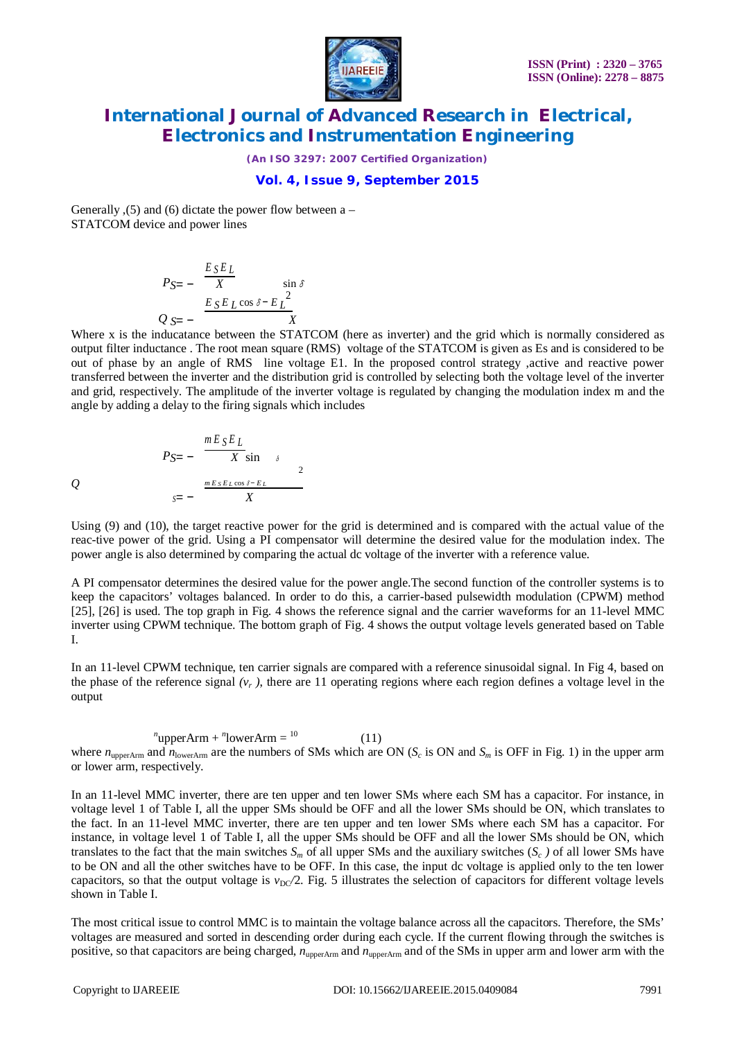Generally ,(5) and (6) dictate the power flow between a – STATCOM device and power lines

$$P_S = -\frac{E_S E_L}{X}\sin\delta$$

$$Q_S = -\frac{E_S E_L \cos\delta - E_L^2}{X}$$

Where x is the inducatance between the STATCOM (here as inverter) and the grid which is normally considered as output filter inductance . The root mean square (RMS) voltage of the STATCOM is given as Es and is considered to be out of phase by an angle of RMS line voltage E1. In the proposed control strategy ,active and reactive power transferred between the inverter and the distribution grid is controlled by selecting both the voltage level of the inverter and grid, respectively. The amplitude of the inverter voltage is regulated by changing the modulation index m and the angle by adding a delay to the firing signals which includes

$$P_S = -\frac{m E_S E_L}{X}\sin\delta$$

$$Q_S = -\frac{m E_S E_L \cos\delta - E_L^2}{X}$$

Using (9) and (10), the target reactive power for the grid is determined and is compared with the actual value of the reac-tive power of the grid. Using a PI compensator will determine the desired value for the modulation index. The power angle is also determined by comparing the actual dc voltage of the inverter with a reference value.

A PI compensator determines the desired value for the power angle.The second function of the controller systems is to keep the capacitors' voltages balanced. In order to do this, a carrier-based pulsewidth modulation (CPWM) method [25], [26] is used. The top graph in Fig. 4 shows the reference signal and the carrier waveforms for an 11-level MMC inverter using CPWM technique. The bottom graph of Fig. 4 shows the output voltage levels generated based on Table I.

In an 11-level CPWM technique, ten carrier signals are compared with a reference sinusoidal signal. In Fig 4, based on the phase of the reference signal *($v_r$ )*, there are 11 operating regions where each region defines a voltage level in the output

$$n_{\text{upperArm}} + n_{\text{lowerArm}} = 10 \qquad (11)$$

where $n_{\text{upperArm}}$ and $n_{\text{lowerArm}}$ are the numbers of SMs which are ON ($S_c$ is ON and $S_m$ is OFF in Fig. 1) in the upper arm or lower arm, respectively.

In an 11-level MMC inverter, there are ten upper and ten lower SMs where each SM has a capacitor. For instance, in voltage level 1 of Table I, all the upper SMs should be OFF and all the lower SMs should be ON, which translates to the fact. In an 11-level MMC inverter, there are ten upper and ten lower SMs where each SM has a capacitor. For instance, in voltage level 1 of Table I, all the upper SMs should be OFF and all the lower SMs should be ON, which translates to the fact that the main switches $S_m$ of all upper SMs and the auxiliary switches ($S_c$ *)* of all lower SMs have to be ON and all the other switches have to be OFF. In this case, the input dc voltage is applied only to the ten lower capacitors, so that the output voltage is $v_{DC}/2$. Fig. 5 illustrates the selection of capacitors for different voltage levels shown in Table I.

The most critical issue to control MMC is to maintain the voltage balance across all the capacitors. Therefore, the SMs' voltages are measured and sorted in descending order during each cycle. If the current flowing through the switches is positive, so that capacitors are being charged, $n_{\text{upperArm}}$ and $n_{\text{upperArm}}$ and of the SMs in upper arm and lower arm with the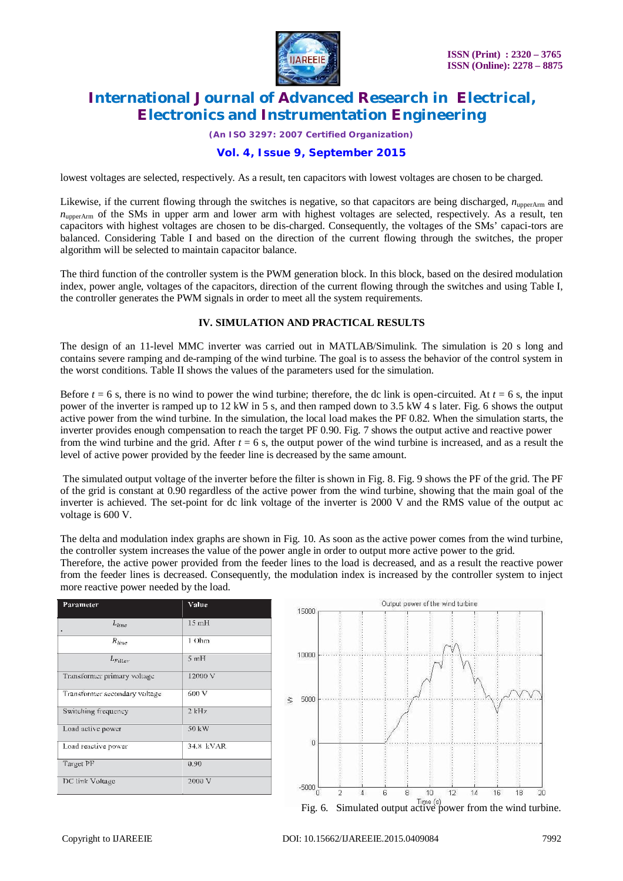lowest voltages are selected, respectively. As a result, ten capacitors with lowest voltages are chosen to be charged.

Likewise, if the current flowing through the switches is negative, so that capacitors are being discharged, $n_{upperArm}$ and $n_{upperArm}$ of the SMs in upper arm and lower arm with highest voltages are selected, respectively. As a result, ten capacitors with highest voltages are chosen to be dis-charged. Consequently, the voltages of the SMs' capaci-tors are balanced. Considering Table I and based on the direction of the current flowing through the switches, the proper algorithm will be selected to maintain capacitor balance.

The third function of the controller system is the PWM generation block. In this block, based on the desired modulation index, power angle, voltages of the capacitors, direction of the current flowing through the switches and using Table I, the controller generates the PWM signals in order to meet all the system requirements.

## IV. SIMULATION AND PRACTICAL RESULTS

The design of an 11-level MMC inverter was carried out in MATLAB/Simulink. The simulation is 20 s long and contains severe ramping and de-ramping of the wind turbine. The goal is to assess the behavior of the control system in the worst conditions. Table II shows the values of the parameters used for the simulation.

Before $t = 6$ s, there is no wind to power the wind turbine; therefore, the dc link is open-circuited. At $t = 6$ s, the input power of the inverter is ramped up to 12 kW in 5 s, and then ramped down to 3.5 kW 4 s later. Fig. 6 shows the output active power from the wind turbine. In the simulation, the local load makes the PF 0.82. When the simulation starts, the inverter provides enough compensation to reach the target PF 0.90. Fig. 7 shows the output active and reactive power from the wind turbine and the grid. After $t = 6$ s, the output power of the wind turbine is increased, and as a result the level of active power provided by the feeder line is decreased by the same amount.

The simulated output voltage of the inverter before the filter is shown in Fig. 8. Fig. 9 shows the PF of the grid. The PF of the grid is constant at 0.90 regardless of the active power from the wind turbine, showing that the main goal of the inverter is achieved. The set-point for dc link voltage of the inverter is 2000 V and the RMS value of the output ac voltage is 600 V.

The delta and modulation index graphs are shown in Fig. 10. As soon as the active power comes from the wind turbine, the controller system increases the value of the power angle in order to output more active power to the grid.
Therefore, the active power provided from the feeder lines to the load is decreased, and as a result the reactive power from the feeder lines is decreased. Consequently, the modulation index is increased by the controller system to inject more reactive power needed by the load.

| Parameter | Value |
|---|---|
| $L_{line}$ | 15 mH |
| $R_{line}$ | 1 Ohm |
| $L_{Filter}$ | 5 mH |
| Transformer primary voltage | 12000 V |
| Transformer secondary voltage | 600 V |
| Switching frequency | 2 kHz |
| Load active power | 50 kW |
| Load reactive power | 34.8 kVAR |
| Target PF | 0.90 |
| DC link Voltage | 2000 V |

Fig. 6. Simulated output active power from the wind turbine.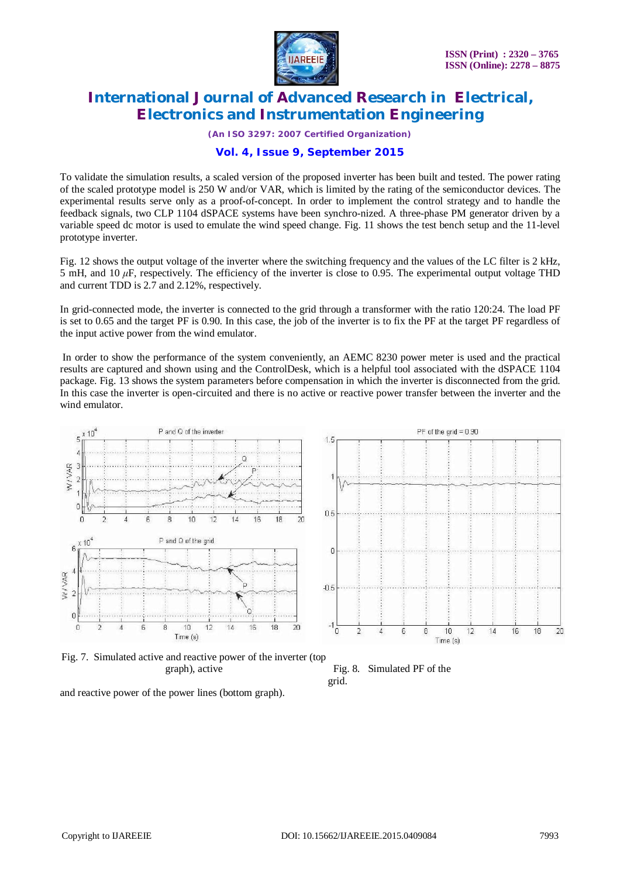To validate the simulation results, a scaled version of the proposed inverter has been built and tested. The power rating of the scaled prototype model is 250 W and/or VAR, which is limited by the rating of the semiconductor devices. The experimental results serve only as a proof-of-concept. In order to implement the control strategy and to handle the feedback signals, two CLP 1104 dSPACE systems have been synchro-nized. A three-phase PM generator driven by a variable speed dc motor is used to emulate the wind speed change. Fig. 11 shows the test bench setup and the 11-level prototype inverter.

Fig. 12 shows the output voltage of the inverter where the switching frequency and the values of the LC filter is 2 kHz, 5 mH, and 10 $\mu$F, respectively. The efficiency of the inverter is close to 0.95. The experimental output voltage THD and current TDD is 2.7 and 2.12%, respectively.

In grid-connected mode, the inverter is connected to the grid through a transformer with the ratio 120:24. The load PF is set to 0.65 and the target PF is 0.90. In this case, the job of the inverter is to fix the PF at the target PF regardless of the input active power from the wind emulator.

In order to show the performance of the system conveniently, an AEMC 8230 power meter is used and the practical results are captured and shown using and the ControlDesk, which is a helpful tool associated with the dSPACE 1104 package. Fig. 13 shows the system parameters before compensation in which the inverter is disconnected from the grid. In this case the inverter is open-circuited and there is no active or reactive power transfer between the inverter and the wind emulator.

Fig. 7. Simulated active and reactive power of the inverter (top graph), active and reactive power of the power lines (bottom graph).

Fig. 8. Simulated PF of the grid.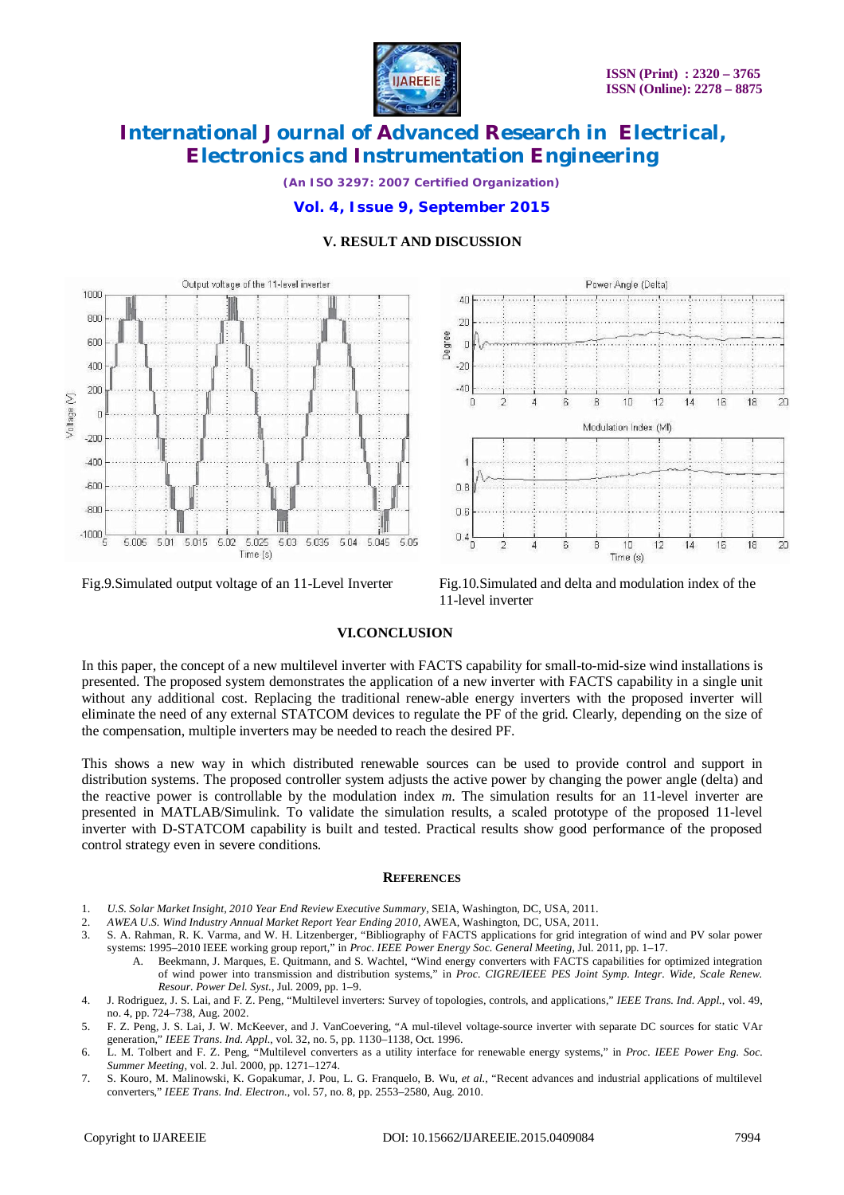## V. RESULT AND DISCUSSION

Fig.9.Simulated output voltage of an 11-Level Inverter

Fig.10.Simulated and delta and modulation index of the 11-level inverter

## VI.CONCLUSION

In this paper, the concept of a new multilevel inverter with FACTS capability for small-to-mid-size wind installations is presented. The proposed system demonstrates the application of a new inverter with FACTS capability in a single unit without any additional cost. Replacing the traditional renew-able energy inverters with the proposed inverter will eliminate the need of any external STATCOM devices to regulate the PF of the grid. Clearly, depending on the size of the compensation, multiple inverters may be needed to reach the desired PF.

This shows a new way in which distributed renewable sources can be used to provide control and support in distribution systems. The proposed controller system adjusts the active power by changing the power angle (delta) and the reactive power is controllable by the modulation index $m$. The simulation results for an 11-level inverter are presented in MATLAB/Simulink. To validate the simulation results, a scaled prototype of the proposed 11-level inverter with D-STATCOM capability is built and tested. Practical results show good performance of the proposed control strategy even in severe conditions.

## REFERENCES

1. *U.S. Solar Market Insight, 2010 Year End Review Executive Summary*, SEIA, Washington, DC, USA, 2011.
2. *AWEA U.S. Wind Industry Annual Market Report Year Ending 2010*, AWEA, Washington, DC, USA, 2011.
3. S. A. Rahman, R. K. Varma, and W. H. Litzenberger, "Bibliography of FACTS applications for grid integration of wind and PV solar power systems: 1995–2010 IEEE working group report," in *Proc. IEEE Power Energy Soc. General Meeting*, Jul. 2011, pp. 1–17.
   A. Beekmann, J. Marques, E. Quitmann, and S. Wachtel, "Wind energy converters with FACTS capabilities for optimized integration of wind power into transmission and distribution systems," in *Proc. CIGRE/IEEE PES Joint Symp. Integr. Wide, Scale Renew. Resour. Power Del. Syst.*, Jul. 2009, pp. 1–9.
4. J. Rodriguez, J. S. Lai, and F. Z. Peng, "Multilevel inverters: Survey of topologies, controls, and applications," *IEEE Trans. Ind. Appl.*, vol. 49, no. 4, pp. 724–738, Aug. 2002.
5. F. Z. Peng, J. S. Lai, J. W. McKeever, and J. VanCoevering, "A mul-tilevel voltage-source inverter with separate DC sources for static VAr generation," *IEEE Trans. Ind. Appl.*, vol. 32, no. 5, pp. 1130–1138, Oct. 1996.
6. L. M. Tolbert and F. Z. Peng, "Multilevel converters as a utility interface for renewable energy systems," in *Proc. IEEE Power Eng. Soc. Summer Meeting*, vol. 2. Jul. 2000, pp. 1271–1274.
7. S. Kouro, M. Malinowski, K. Gopakumar, J. Pou, L. G. Franquelo, B. Wu, *et al.*, "Recent advances and industrial applications of multilevel converters," *IEEE Trans. Ind. Electron.*, vol. 57, no. 8, pp. 2553–2580, Aug. 2010.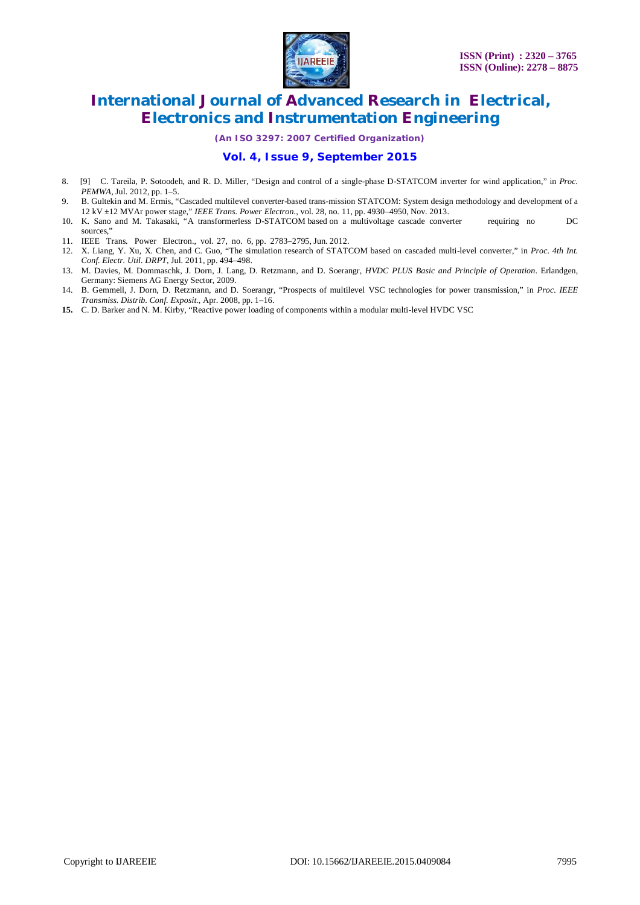8. [9] C. Tareila, P. Sotoodeh, and R. D. Miller, "Design and control of a single-phase D-STATCOM inverter for wind application," in *Proc. PEMWA*, Jul. 2012, pp. 1–5.
9. B. Gultekin and M. Ermis, "Cascaded multilevel converter-based trans-mission STATCOM: System design methodology and development of a 12 kV ±12 MVAr power stage," *IEEE Trans. Power Electron.*, vol. 28, no. 11, pp. 4930–4950, Nov. 2013.
10. K. Sano and M. Takasaki, "A transformerless D-STATCOM based on a multivoltage cascade converter requiring no DC sources,"
11. IEEE Trans. Power Electron., vol. 27, no. 6, pp. 2783–2795, Jun. 2012.
12. X. Liang, Y. Xu, X. Chen, and C. Guo, "The simulation research of STATCOM based on cascaded multi-level converter," in *Proc. 4th Int. Conf. Electr. Util. DRPT*, Jul. 2011, pp. 494–498.
13. M. Davies, M. Dommaschk, J. Dorn, J. Lang, D. Retzmann, and D. Soerangr, *HVDC PLUS Basic and Principle of Operation*. Erlandgen, Germany: Siemens AG Energy Sector, 2009.
14. B. Gemmell, J. Dorn, D. Retzmann, and D. Soerangr, "Prospects of multilevel VSC technologies for power transmission," in *Proc. IEEE Transmiss. Distrib. Conf. Exposit.*, Apr. 2008, pp. 1–16.
15. C. D. Barker and N. M. Kirby, "Reactive power loading of components within a modular multi-level HVDC VSC